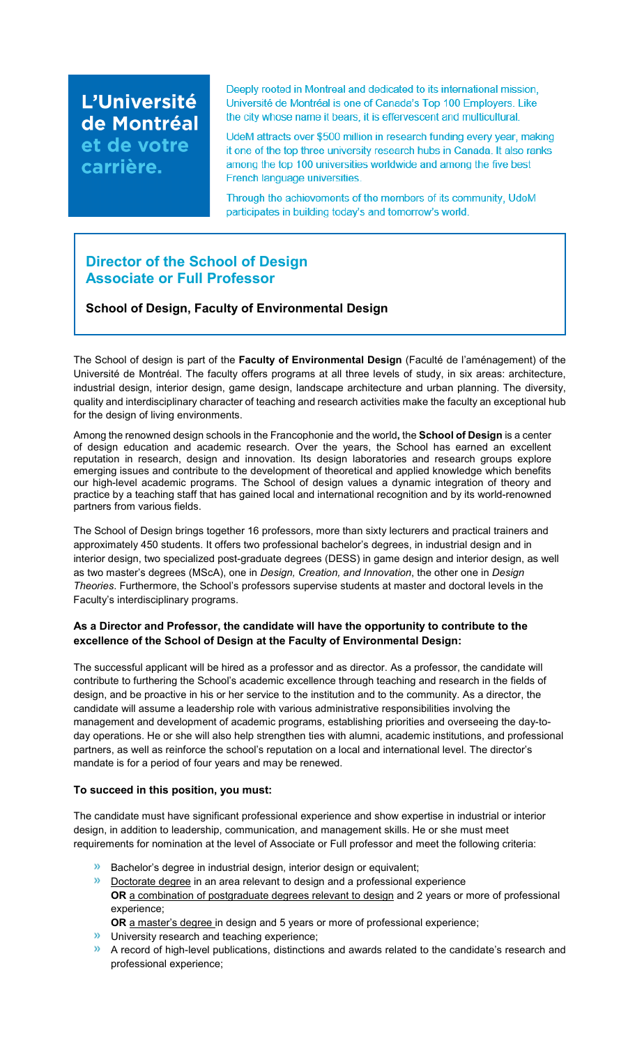# L'Université de Montréal et de votre carrière.

Deeply rooted in Montreal and dedicated to its international mission, Université de Montréal is one of Canada's Top 100 Employers. Like the city whose name it bears, it is effervescent and multicultural.

UdeM attracts over $500 million in research funding every year, making it one of the top three university research hubs in Canada. It also ranks among the top 100 universities worldwide and among the five best French language universities.

Through the achievements of the members of its community, UdeM participates in building today's and tomorrow's world.

## Director of the School of Design
## Associate or Full Professor

### School of Design, Faculty of Environmental Design

The School of design is part of the **Faculty of Environmental Design** (Faculté de l'aménagement) of the Université de Montréal. The faculty offers programs at all three levels of study, in six areas: architecture, industrial design, interior design, game design, landscape architecture and urban planning. The diversity, quality and interdisciplinary character of teaching and research activities make the faculty an exceptional hub for the design of living environments.

Among the renowned design schools in the Francophonie and the world**,** the **School of Design** is a center of design education and academic research. Over the years, the School has earned an excellent reputation in research, design and innovation. Its design laboratories and research groups explore emerging issues and contribute to the development of theoretical and applied knowledge which benefits our high-level academic programs. The School of design values a dynamic integration of theory and practice by a teaching staff that has gained local and international recognition and by its world-renowned partners from various fields.

The School of Design brings together 16 professors, more than sixty lecturers and practical trainers and approximately 450 students. It offers two professional bachelor's degrees, in industrial design and in interior design, two specialized post-graduate degrees (DESS) in game design and interior design, as well as two master's degrees (MScA), one in *Design, Creation, and Innovation*, the other one in *Design Theories*. Furthermore, the School's professors supervise students at master and doctoral levels in the Faculty's interdisciplinary programs.

**As a Director and Professor, the candidate will have the opportunity to contribute to the excellence of the School of Design at the Faculty of Environmental Design:**

The successful applicant will be hired as a professor and as director. As a professor, the candidate will contribute to furthering the School's academic excellence through teaching and research in the fields of design, and be proactive in his or her service to the institution and to the community. As a director, the candidate will assume a leadership role with various administrative responsibilities involving the management and development of academic programs, establishing priorities and overseeing the day-to-day operations. He or she will also help strengthen ties with alumni, academic institutions, and professional partners, as well as reinforce the school's reputation on a local and international level. The director's mandate is for a period of four years and may be renewed.

**To succeed in this position, you must:**

The candidate must have significant professional experience and show expertise in industrial or interior design, in addition to leadership, communication, and management skills. He or she must meet requirements for nomination at the level of Associate or Full professor and meet the following criteria:

- Bachelor's degree in industrial design, interior design or equivalent;
- Doctorate degree in an area relevant to design and a professional experience
  **OR** a combination of postgraduate degrees relevant to design and 2 years or more of professional experience;
  **OR** a master's degree in design and 5 years or more of professional experience;
- University research and teaching experience;
- A record of high-level publications, distinctions and awards related to the candidate's research and professional experience;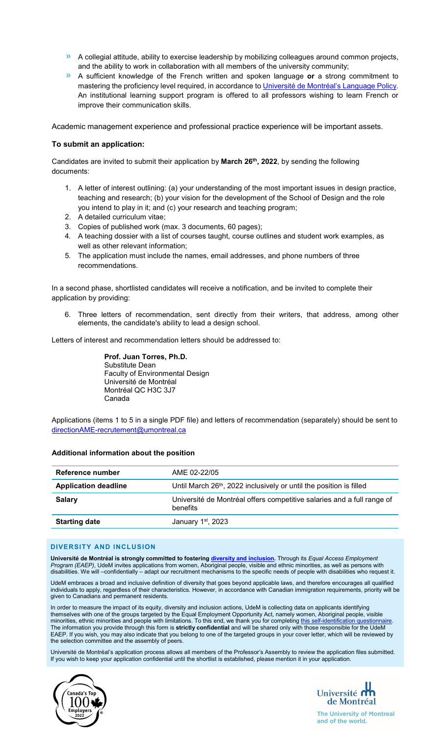- A collegial attitude, ability to exercise leadership by mobilizing colleagues around common projects, and the ability to work in collaboration with all members of the university community;
- A sufficient knowledge of the French written and spoken language **or** a strong commitment to mastering the proficiency level required, in accordance to [Université de Montréal's Language Policy](). An institutional learning support program is offered to all professors wishing to learn French or improve their communication skills.

Academic management experience and professional practice experience will be important assets.

**To submit an application:**

Candidates are invited to submit their application by **March 26th, 2022**, by sending the following documents:

1. A letter of interest outlining: (a) your understanding of the most important issues in design practice, teaching and research; (b) your vision for the development of the School of Design and the role you intend to play in it; and (c) your research and teaching program;
2. A detailed curriculum vitae;
3. Copies of published work (max. 3 documents, 60 pages);
4. A teaching dossier with a list of courses taught, course outlines and student work examples, as well as other relevant information;
5. The application must include the names, email addresses, and phone numbers of three recommendations.

In a second phase, shortlisted candidates will receive a notification, and be invited to complete their application by providing:

6. Three letters of recommendation, sent directly from their writers, that address, among other elements, the candidate's ability to lead a design school.

Letters of interest and recommendation letters should be addressed to:

> **Prof. Juan Torres, Ph.D.**
> Substitute Dean
> Faculty of Environmental Design
> Université de Montréal
> Montréal QC H3C 3J7
> Canada

Applications (items 1 to 5 in a single PDF file) and letters of recommendation (separately) should be sent to directionAME-recrutement@umontreal.ca

**Additional information about the position**

| | |
|---|---|
| **Reference number** | AME 02-22/05 |
| **Application deadline** | Until March 26th, 2022 inclusively or until the position is filled |
| **Salary** | Université de Montréal offers competitive salaries and a full range of benefits |
| **Starting date** | January 1st, 2023 |

**DIVERSITY AND INCLUSION**

**Université de Montréal is strongly committed to fostering [diversity and inclusion]().** Through its *Equal Access Employment Program (EAEP)*, UdeM invites applications from women, Aboriginal people, visible and ethnic minorities, as well as persons with disabilities. We will –confidentially – adapt our recruitment mechanisms to the specific needs of people with disabilities who request it.

UdeM embraces a broad and inclusive definition of diversity that goes beyond applicable laws, and therefore encourages all qualified individuals to apply, regardless of their characteristics. However, in accordance with Canadian immigration requirements, priority will be given to Canadians and permanent residents.

In order to measure the impact of its equity, diversity and inclusion actions, UdeM is collecting data on applicants identifying themselves with one of the groups targeted by the Equal Employment Opportunity Act, namely women, Aboriginal people, visible minorities, ethnic minorities and people with limitations. To this end, we thank you for completing [this self-identification questionnaire](). The information you provide through this form is **strictly confidential** and will be shared only with those responsible for the UdeM EAEP. If you wish, you may also indicate that you belong to one of the targeted groups in your cover letter, which will be reviewed by the selection committee and the assembly of peers.

Université de Montréal's application process allows all members of the Professor's Assembly to review the application files submitted. If you wish to keep your application confidential until the shortlist is established, please mention it in your application.

Canada's Top 100 Employers 2022

Université de Montréal
The University of Montreal and of the world.